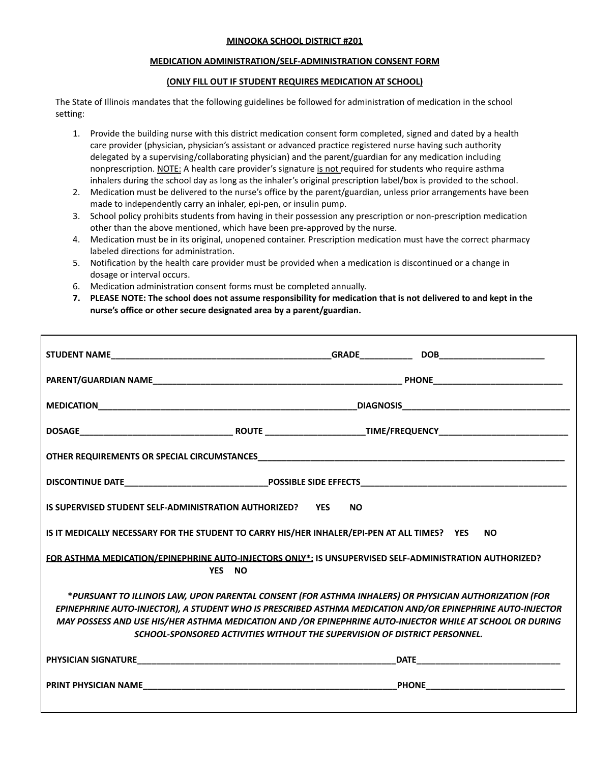**MINOOKA SCHOOL DISTRICT #201**

**MEDICATION ADMINISTRATION/SELF-ADMINISTRATION CONSENT FORM**

**(ONLY FILL OUT IF STUDENT REQUIRES MEDICATION AT SCHOOL)**

The State of Illinois mandates that the following guidelines be followed for administration of medication in the school setting:

1. Provide the building nurse with this district medication consent form completed, signed and dated by a health care provider (physician, physician's assistant or advanced practice registered nurse having such authority delegated by a supervising/collaborating physician) and the parent/guardian for any medication including nonprescription. NOTE: A health care provider's signature is not required for students who require asthma inhalers during the school day as long as the inhaler's original prescription label/box is provided to the school.
2. Medication must be delivered to the nurse's office by the parent/guardian, unless prior arrangements have been made to independently carry an inhaler, epi-pen, or insulin pump.
3. School policy prohibits students from having in their possession any prescription or non-prescription medication other than the above mentioned, which have been pre-approved by the nurse.
4. Medication must be in its original, unopened container. Prescription medication must have the correct pharmacy labeled directions for administration.
5. Notification by the health care provider must be provided when a medication is discontinued or a change in dosage or interval occurs.
6. Medication administration consent forms must be completed annually.
7. **PLEASE NOTE: The school does not assume responsibility for medication that is not delivered to and kept in the nurse's office or other secure designated area by a parent/guardian.**

---

**STUDENT NAME**_______________________________________________**GRADE**___________ **DOB**______________________

**PARENT/GUARDIAN NAME**_____________________________________________________ **PHONE**___________________________

**MEDICATION**______________________________________________________**DIAGNOSIS**___________________________________

**DOSAGE**________________________________ **ROUTE** ____________________**TIME/FREQUENCY**___________________________

**OTHER REQUIREMENTS OR SPECIAL CIRCUMSTANCES**_______________________________________________________________

**DISCONTINUE DATE**_____________________________**POSSIBLE SIDE EFFECTS**____________________________________________

**IS SUPERVISED STUDENT SELF-ADMINISTRATION AUTHORIZED? YES NO**

**IS IT MEDICALLY NECESSARY FOR THE STUDENT TO CARRY HIS/HER INHALER/EPI-PEN AT ALL TIMES? YES NO**

**FOR ASTHMA MEDICATION/EPINEPHRINE AUTO-INJECTORS ONLY*: IS UNSUPERVISED SELF-ADMINISTRATION AUTHORIZED? YES NO**

***PURSUANT TO ILLINOIS LAW, UPON PARENTAL CONSENT (FOR ASTHMA INHALERS) OR PHYSICIAN AUTHORIZATION (FOR EPINEPHRINE AUTO-INJECTOR), A STUDENT WHO IS PRESCRIBED ASTHMA MEDICATION AND/OR EPINEPHRINE AUTO-INJECTOR MAY POSSESS AND USE HIS/HER ASTHMA MEDICATION AND /OR EPINEPHRINE AUTO-INJECTOR WHILE AT SCHOOL OR DURING SCHOOL-SPONSORED ACTIVITIES WITHOUT THE SUPERVISION OF DISTRICT PERSONNEL.***

**PHYSICIAN SIGNATURE**_______________________________________________________**DATE**______________________________

**PRINT PHYSICIAN NAME**_____________________________________________________**PHONE**_____________________________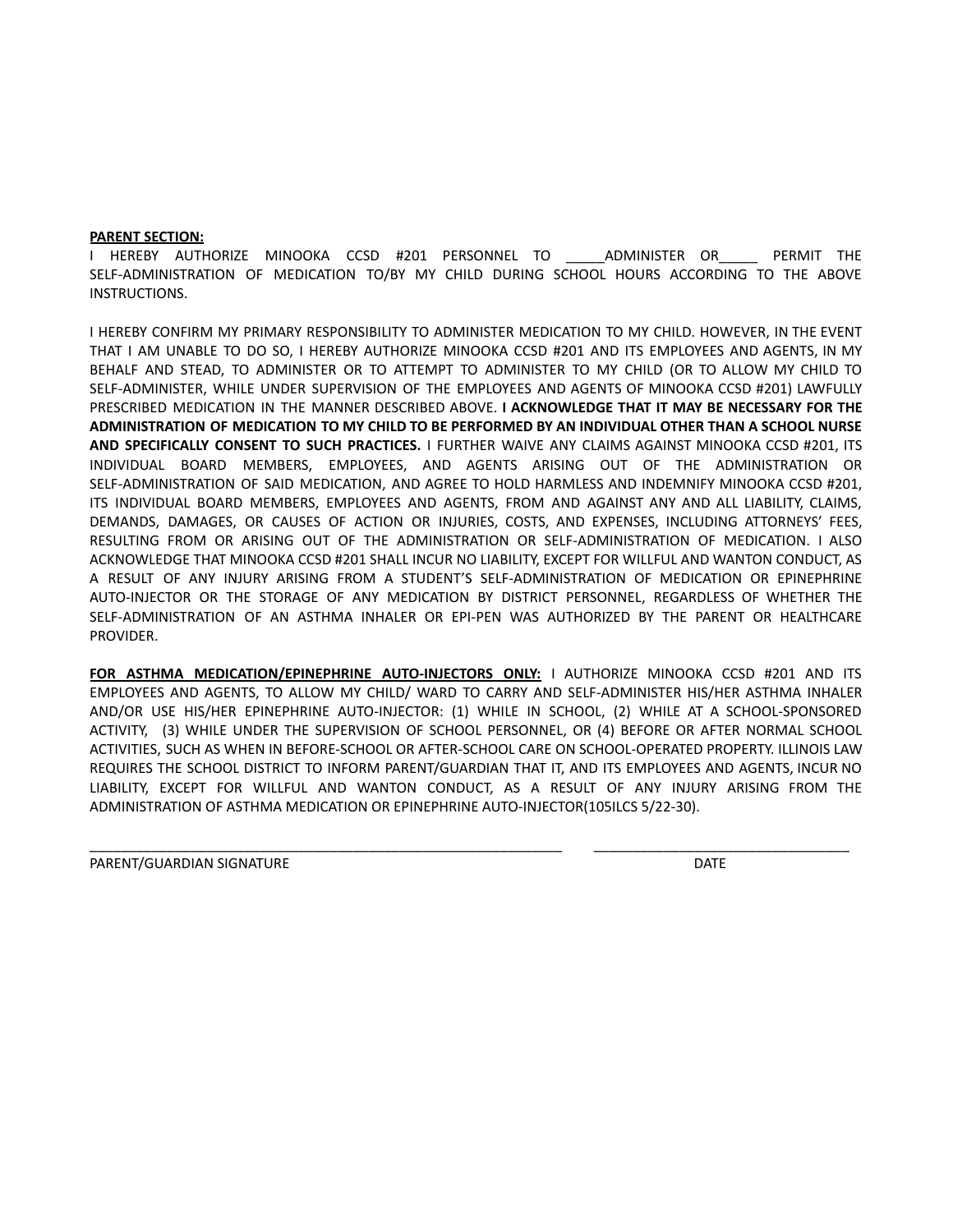**PARENT SECTION:**

I HEREBY AUTHORIZE MINOOKA CCSD #201 PERSONNEL TO _____ADMINISTER OR_____ PERMIT THE SELF-ADMINISTRATION OF MEDICATION TO/BY MY CHILD DURING SCHOOL HOURS ACCORDING TO THE ABOVE INSTRUCTIONS.

I HEREBY CONFIRM MY PRIMARY RESPONSIBILITY TO ADMINISTER MEDICATION TO MY CHILD. HOWEVER, IN THE EVENT THAT I AM UNABLE TO DO SO, I HEREBY AUTHORIZE MINOOKA CCSD #201 AND ITS EMPLOYEES AND AGENTS, IN MY BEHALF AND STEAD, TO ADMINISTER OR TO ATTEMPT TO ADMINISTER TO MY CHILD (OR TO ALLOW MY CHILD TO SELF-ADMINISTER, WHILE UNDER SUPERVISION OF THE EMPLOYEES AND AGENTS OF MINOOKA CCSD #201) LAWFULLY PRESCRIBED MEDICATION IN THE MANNER DESCRIBED ABOVE. **I ACKNOWLEDGE THAT IT MAY BE NECESSARY FOR THE ADMINISTRATION OF MEDICATION TO MY CHILD TO BE PERFORMED BY AN INDIVIDUAL OTHER THAN A SCHOOL NURSE AND SPECIFICALLY CONSENT TO SUCH PRACTICES.** I FURTHER WAIVE ANY CLAIMS AGAINST MINOOKA CCSD #201, ITS INDIVIDUAL BOARD MEMBERS, EMPLOYEES, AND AGENTS ARISING OUT OF THE ADMINISTRATION OR SELF-ADMINISTRATION OF SAID MEDICATION, AND AGREE TO HOLD HARMLESS AND INDEMNIFY MINOOKA CCSD #201, ITS INDIVIDUAL BOARD MEMBERS, EMPLOYEES AND AGENTS, FROM AND AGAINST ANY AND ALL LIABILITY, CLAIMS, DEMANDS, DAMAGES, OR CAUSES OF ACTION OR INJURIES, COSTS, AND EXPENSES, INCLUDING ATTORNEYS' FEES, RESULTING FROM OR ARISING OUT OF THE ADMINISTRATION OR SELF-ADMINISTRATION OF MEDICATION. I ALSO ACKNOWLEDGE THAT MINOOKA CCSD #201 SHALL INCUR NO LIABILITY, EXCEPT FOR WILLFUL AND WANTON CONDUCT, AS A RESULT OF ANY INJURY ARISING FROM A STUDENT'S SELF-ADMINISTRATION OF MEDICATION OR EPINEPHRINE AUTO-INJECTOR OR THE STORAGE OF ANY MEDICATION BY DISTRICT PERSONNEL, REGARDLESS OF WHETHER THE SELF-ADMINISTRATION OF AN ASTHMA INHALER OR EPI-PEN WAS AUTHORIZED BY THE PARENT OR HEALTHCARE PROVIDER.

**FOR ASTHMA MEDICATION/EPINEPHRINE AUTO-INJECTORS ONLY:** I AUTHORIZE MINOOKA CCSD #201 AND ITS EMPLOYEES AND AGENTS, TO ALLOW MY CHILD/ WARD TO CARRY AND SELF-ADMINISTER HIS/HER ASTHMA INHALER AND/OR USE HIS/HER EPINEPHRINE AUTO-INJECTOR: (1) WHILE IN SCHOOL, (2) WHILE AT A SCHOOL-SPONSORED ACTIVITY, (3) WHILE UNDER THE SUPERVISION OF SCHOOL PERSONNEL, OR (4) BEFORE OR AFTER NORMAL SCHOOL ACTIVITIES, SUCH AS WHEN IN BEFORE-SCHOOL OR AFTER-SCHOOL CARE ON SCHOOL-OPERATED PROPERTY. ILLINOIS LAW REQUIRES THE SCHOOL DISTRICT TO INFORM PARENT/GUARDIAN THAT IT, AND ITS EMPLOYEES AND AGENTS, INCUR NO LIABILITY, EXCEPT FOR WILLFUL AND WANTON CONDUCT, AS A RESULT OF ANY INJURY ARISING FROM THE ADMINISTRATION OF ASTHMA MEDICATION OR EPINEPHRINE AUTO-INJECTOR(105ILCS 5/22-30).

_______________________________________________________________ __________________________________

PARENT/GUARDIAN SIGNATURE DATE